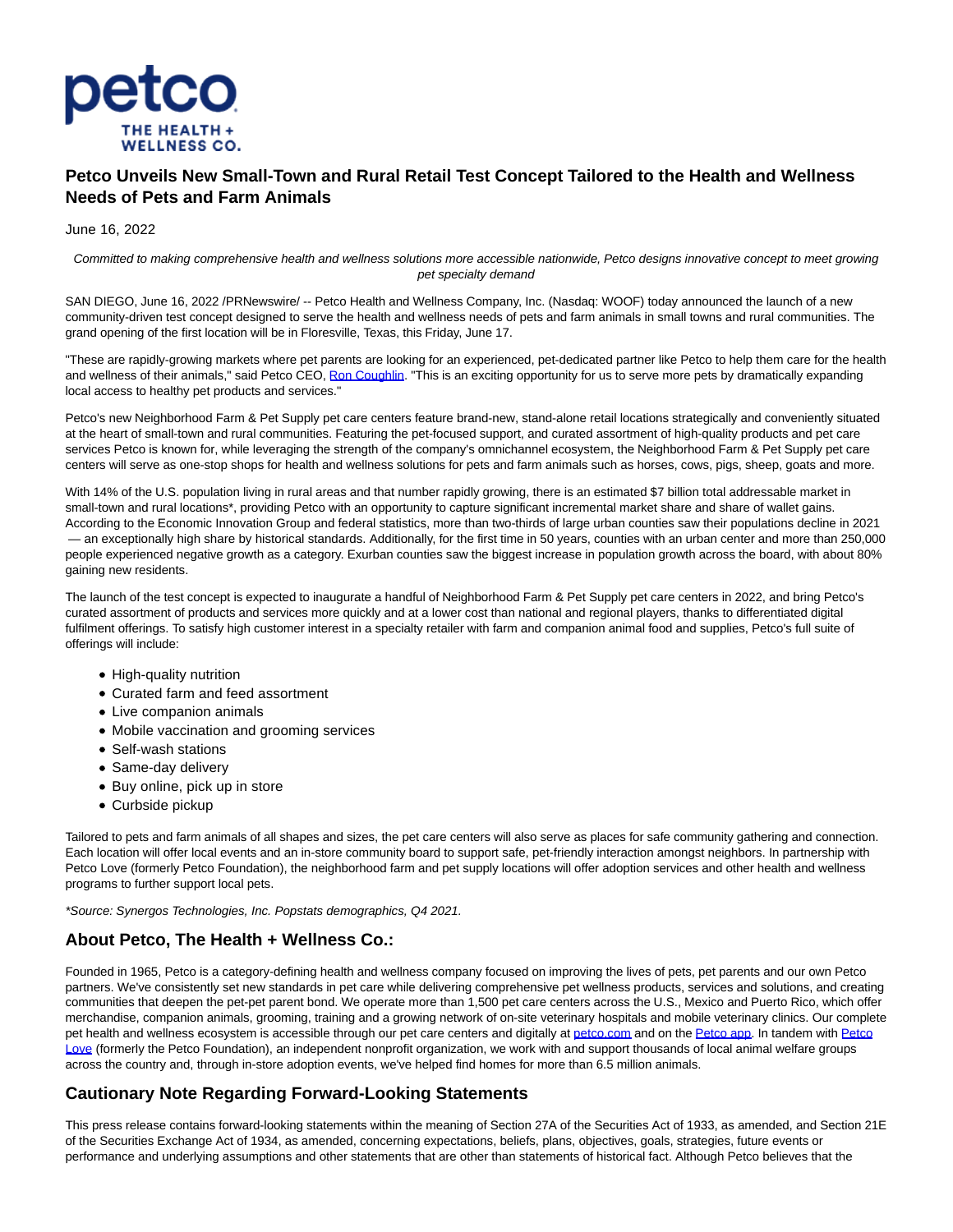# Petco Unveils New Small-Town and Rural Retail Test Concept Tailored to the Health and Wellness Needs of Pets and Farm Animals

June 16, 2022

*Committed to making comprehensive health and wellness solutions more accessible nationwide, Petco designs innovative concept to meet growing pet specialty demand*

SAN DIEGO, June 16, 2022 /PRNewswire/ -- Petco Health and Wellness Company, Inc. (Nasdaq: WOOF) today announced the launch of a new community-driven test concept designed to serve the health and wellness needs of pets and farm animals in small towns and rural communities. The grand opening of the first location will be in Floresville, Texas, this Friday, June 17.

"These are rapidly-growing markets where pet parents are looking for an experienced, pet-dedicated partner like Petco to help them care for the health and wellness of their animals," said Petco CEO, Ron Coughlin. "This is an exciting opportunity for us to serve more pets by dramatically expanding local access to healthy pet products and services."

Petco's new Neighborhood Farm & Pet Supply pet care centers feature brand-new, stand-alone retail locations strategically and conveniently situated at the heart of small-town and rural communities. Featuring the pet-focused support, and curated assortment of high-quality products and pet care services Petco is known for, while leveraging the strength of the company's omnichannel ecosystem, the Neighborhood Farm & Pet Supply pet care centers will serve as one-stop shops for health and wellness solutions for pets and farm animals such as horses, cows, pigs, sheep, goats and more.

With 14% of the U.S. population living in rural areas and that number rapidly growing, there is an estimated $7 billion total addressable market in small-town and rural locations*, providing Petco with an opportunity to capture significant incremental market share and share of wallet gains. According to the Economic Innovation Group and federal statistics, more than two-thirds of large urban counties saw their populations decline in 2021 — an exceptionally high share by historical standards. Additionally, for the first time in 50 years, counties with an urban center and more than 250,000 people experienced negative growth as a category. Exurban counties saw the biggest increase in population growth across the board, with about 80% gaining new residents.

The launch of the test concept is expected to inaugurate a handful of Neighborhood Farm & Pet Supply pet care centers in 2022, and bring Petco's curated assortment of products and services more quickly and at a lower cost than national and regional players, thanks to differentiated digital fulfilment offerings. To satisfy high customer interest in a specialty retailer with farm and companion animal food and supplies, Petco's full suite of offerings will include:

- High-quality nutrition
- Curated farm and feed assortment
- Live companion animals
- Mobile vaccination and grooming services
- Self-wash stations
- Same-day delivery
- Buy online, pick up in store
- Curbside pickup

Tailored to pets and farm animals of all shapes and sizes, the pet care centers will also serve as places for safe community gathering and connection. Each location will offer local events and an in-store community board to support safe, pet-friendly interaction amongst neighbors. In partnership with Petco Love (formerly Petco Foundation), the neighborhood farm and pet supply locations will offer adoption services and other health and wellness programs to further support local pets.

*\*Source: Synergos Technologies, Inc. Popstats demographics, Q4 2021.*

## About Petco, The Health + Wellness Co.:

Founded in 1965, Petco is a category-defining health and wellness company focused on improving the lives of pets, pet parents and our own Petco partners. We've consistently set new standards in pet care while delivering comprehensive pet wellness products, services and solutions, and creating communities that deepen the pet-pet parent bond. We operate more than 1,500 pet care centers across the U.S., Mexico and Puerto Rico, which offer merchandise, companion animals, grooming, training and a growing network of on-site veterinary hospitals and mobile veterinary clinics. Our complete pet health and wellness ecosystem is accessible through our pet care centers and digitally at petco.com and on the Petco app. In tandem with Petco Love (formerly the Petco Foundation), an independent nonprofit organization, we work with and support thousands of local animal welfare groups across the country and, through in-store adoption events, we've helped find homes for more than 6.5 million animals.

## Cautionary Note Regarding Forward-Looking Statements

This press release contains forward-looking statements within the meaning of Section 27A of the Securities Act of 1933, as amended, and Section 21E of the Securities Exchange Act of 1934, as amended, concerning expectations, beliefs, plans, objectives, goals, strategies, future events or performance and underlying assumptions and other statements that are other than statements of historical fact. Although Petco believes that the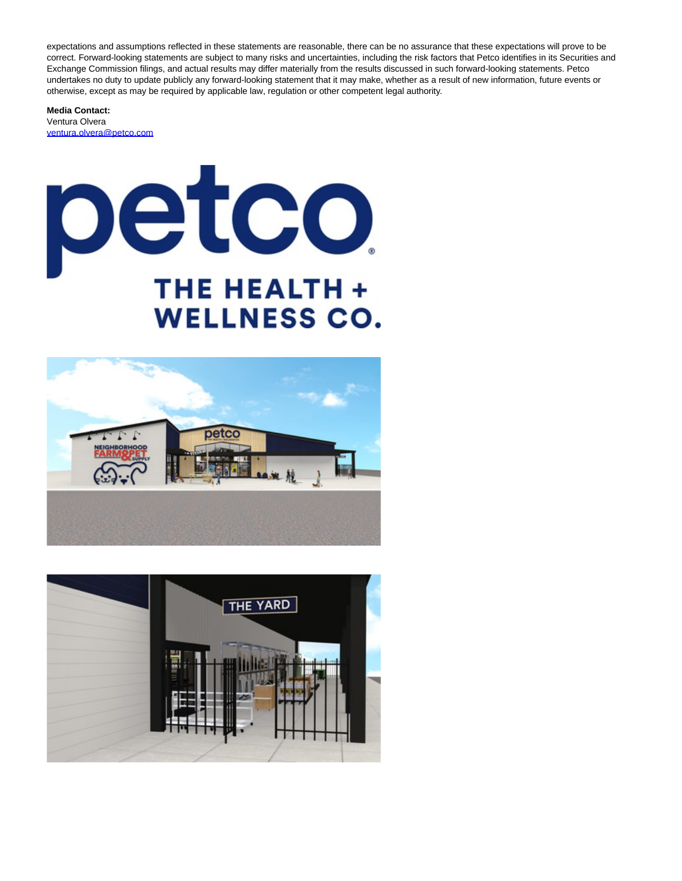expectations and assumptions reflected in these statements are reasonable, there can be no assurance that these expectations will prove to be correct. Forward-looking statements are subject to many risks and uncertainties, including the risk factors that Petco identifies in its Securities and Exchange Commission filings, and actual results may differ materially from the results discussed in such forward-looking statements. Petco undertakes no duty to update publicly any forward-looking statement that it may make, whether as a result of new information, future events or otherwise, except as may be required by applicable law, regulation or other competent legal authority.

**Media Contact:**
Ventura Olvera
ventura.olvera@petco.com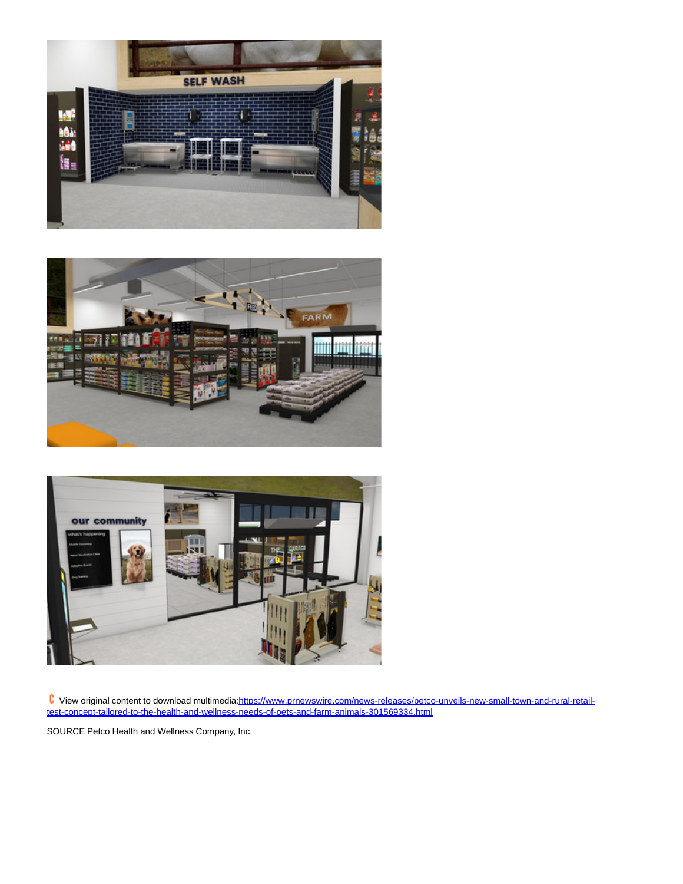View original content to download multimedia:https://www.prnewswire.com/news-releases/petco-unveils-new-small-town-and-rural-retail-test-concept-tailored-to-the-health-and-wellness-needs-of-pets-and-farm-animals-301569334.html

SOURCE Petco Health and Wellness Company, Inc.